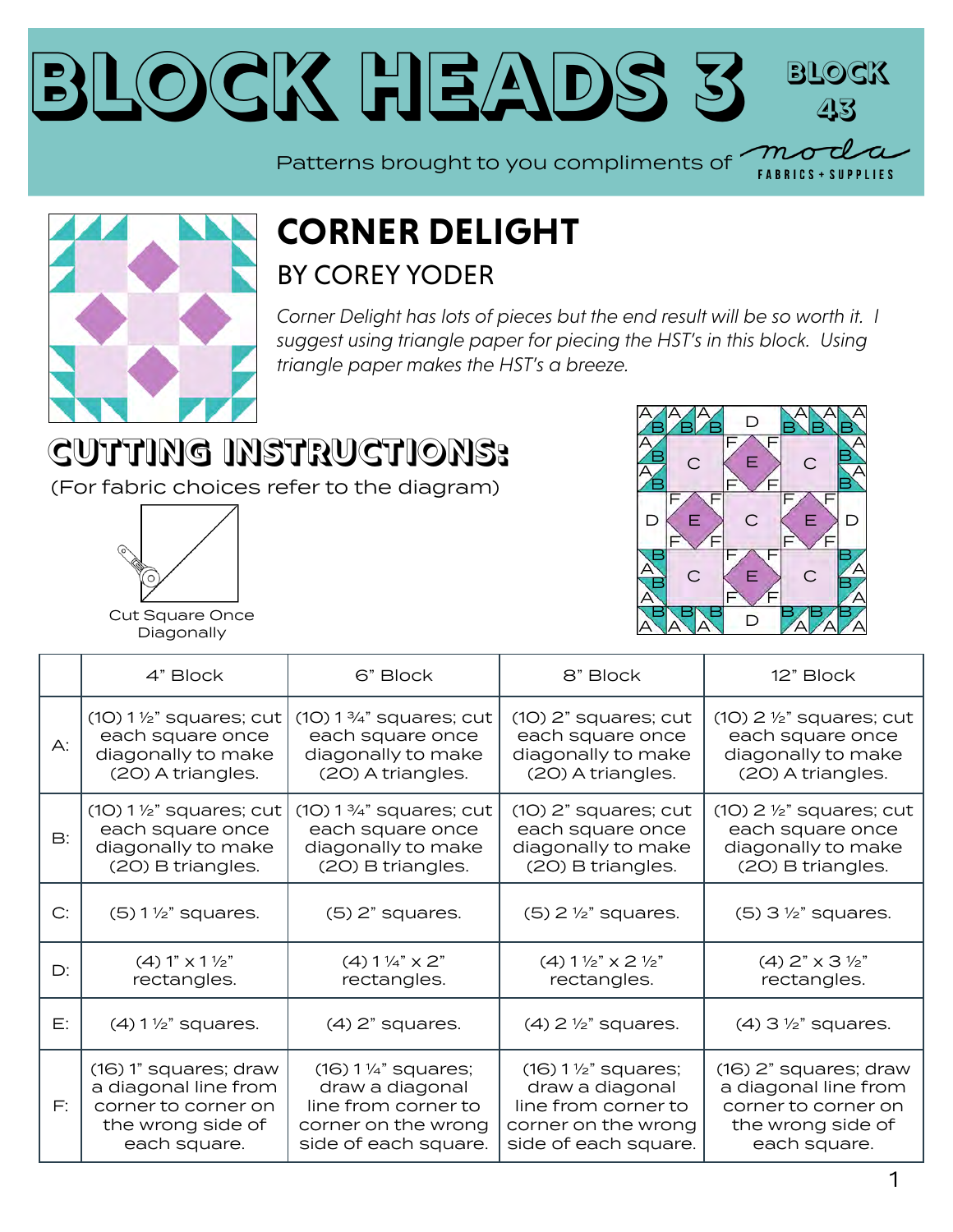# BLOCK HEADS 3

**BLOCK 43**

Patterns brought to you compliments of moda FABRICS + SUPPLIES

## CORNER DELIGHT

### BY COREY YODER

*Corner Delight has lots of pieces but the end result will be so worth it. I suggest using triangle paper for piecing the HST's in this block. Using triangle paper makes the HST's a breeze.*

## CUTTING INSTRUCTIONS:

(For fabric choices refer to the diagram)

Cut Square Once Diagonally

| | 4" Block | 6" Block | 8" Block | 12" Block |
|---|---|---|---|---|
| A: | (10) 1 ½" squares; cut each square once diagonally to make (20) A triangles. | (10) 1 ¾" squares; cut each square once diagonally to make (20) A triangles. | (10) 2" squares; cut each square once diagonally to make (20) A triangles. | (10) 2 ½" squares; cut each square once diagonally to make (20) A triangles. |
| B: | (10) 1 ½" squares; cut each square once diagonally to make (20) B triangles. | (10) 1 ¾" squares; cut each square once diagonally to make (20) B triangles. | (10) 2" squares; cut each square once diagonally to make (20) B triangles. | (10) 2 ½" squares; cut each square once diagonally to make (20) B triangles. |
| C: | (5) 1 ½" squares. | (5) 2" squares. | (5) 2 ½" squares. | (5) 3 ½" squares. |
| D: | (4) 1" x 1 ½" rectangles. | (4) 1 ¼" x 2" rectangles. | (4) 1 ½" x 2 ½" rectangles. | (4) 2" x 3 ½" rectangles. |
| E: | (4) 1 ½" squares. | (4) 2" squares. | (4) 2 ½" squares. | (4) 3 ½" squares. |
| F: | (16) 1" squares; draw a diagonal line from corner to corner on the wrong side of each square. | (16) 1 ¼" squares; draw a diagonal line from corner to corner on the wrong side of each square. | (16) 1 ½" squares; draw a diagonal line from corner to corner on the wrong side of each square. | (16) 2" squares; draw a diagonal line from corner to corner on the wrong side of each square. |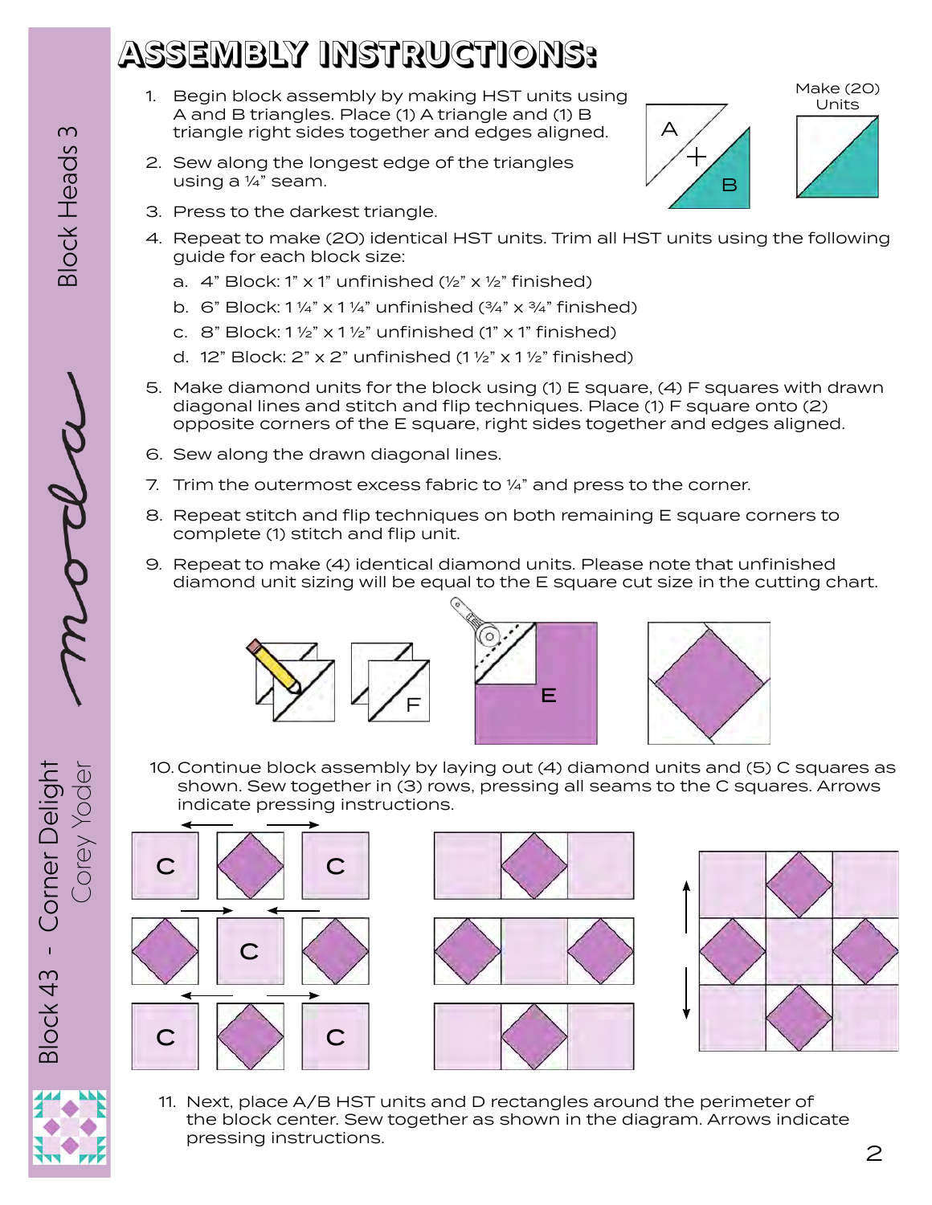# ASSEMBLY INSTRUCTIONS:

1. Begin block assembly by making HST units using A and B triangles. Place (1) A triangle and (1) B triangle right sides together and edges aligned.
2. Sew along the longest edge of the triangles using a ¼" seam.
3. Press to the darkest triangle.
4. Repeat to make (20) identical HST units. Trim all HST units using the following guide for each block size:
   a. 4" Block: 1" x 1" unfinished (½" x ½" finished)
   b. 6" Block: 1 ¼" x 1 ¼" unfinished (¾" x ¾" finished)
   c. 8" Block: 1 ½" x 1 ½" unfinished (1" x 1" finished)
   d. 12" Block: 2" x 2" unfinished (1 ½" x 1 ½" finished)

Make (20) Units

5. Make diamond units for the block using (1) E square, (4) F squares with drawn diagonal lines and stitch and flip techniques. Place (1) F square onto (2) opposite corners of the E square, right sides together and edges aligned.
6. Sew along the drawn diagonal lines.
7. Trim the outermost excess fabric to ¼" and press to the corner.
8. Repeat stitch and flip techniques on both remaining E square corners to complete (1) stitch and flip unit.
9. Repeat to make (4) identical diamond units. Please note that unfinished diamond unit sizing will be equal to the E square cut size in the cutting chart.

10. Continue block assembly by laying out (4) diamond units and (5) C squares as shown. Sew together in (3) rows, pressing all seams to the C squares. Arrows indicate pressing instructions.

11. Next, place A/B HST units and D rectangles around the perimeter of the block center. Sew together as shown in the diagram. Arrows indicate pressing instructions.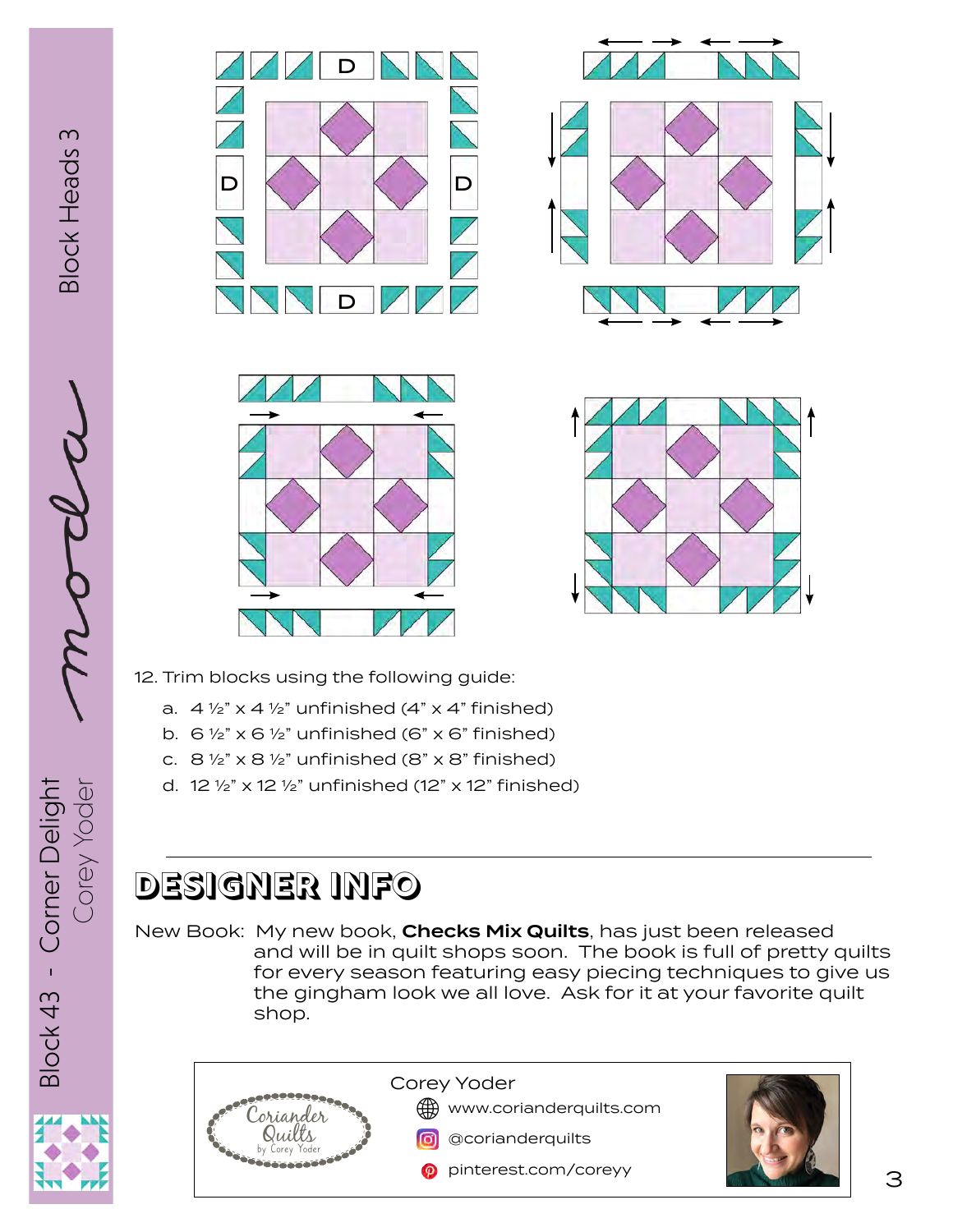12. Trim blocks using the following guide:

   a. 4 ½" x 4 ½" unfinished (4" x 4" finished)
   b. 6 ½" x 6 ½" unfinished (6" x 6" finished)
   c. 8 ½" x 8 ½" unfinished (8" x 8" finished)
   d. 12 ½" x 12 ½" unfinished (12" x 12" finished)

---

## DESIGNER INFO

New Book: My new book, **Checks Mix Quilts**, has just been released and will be in quilt shops soon. The book is full of pretty quilts for every season featuring easy piecing techniques to give us the gingham look we all love. Ask for it at your favorite quilt shop.

Corey Yoder

www.corianderquilts.com

@corianderquilts

pinterest.com/coreyy